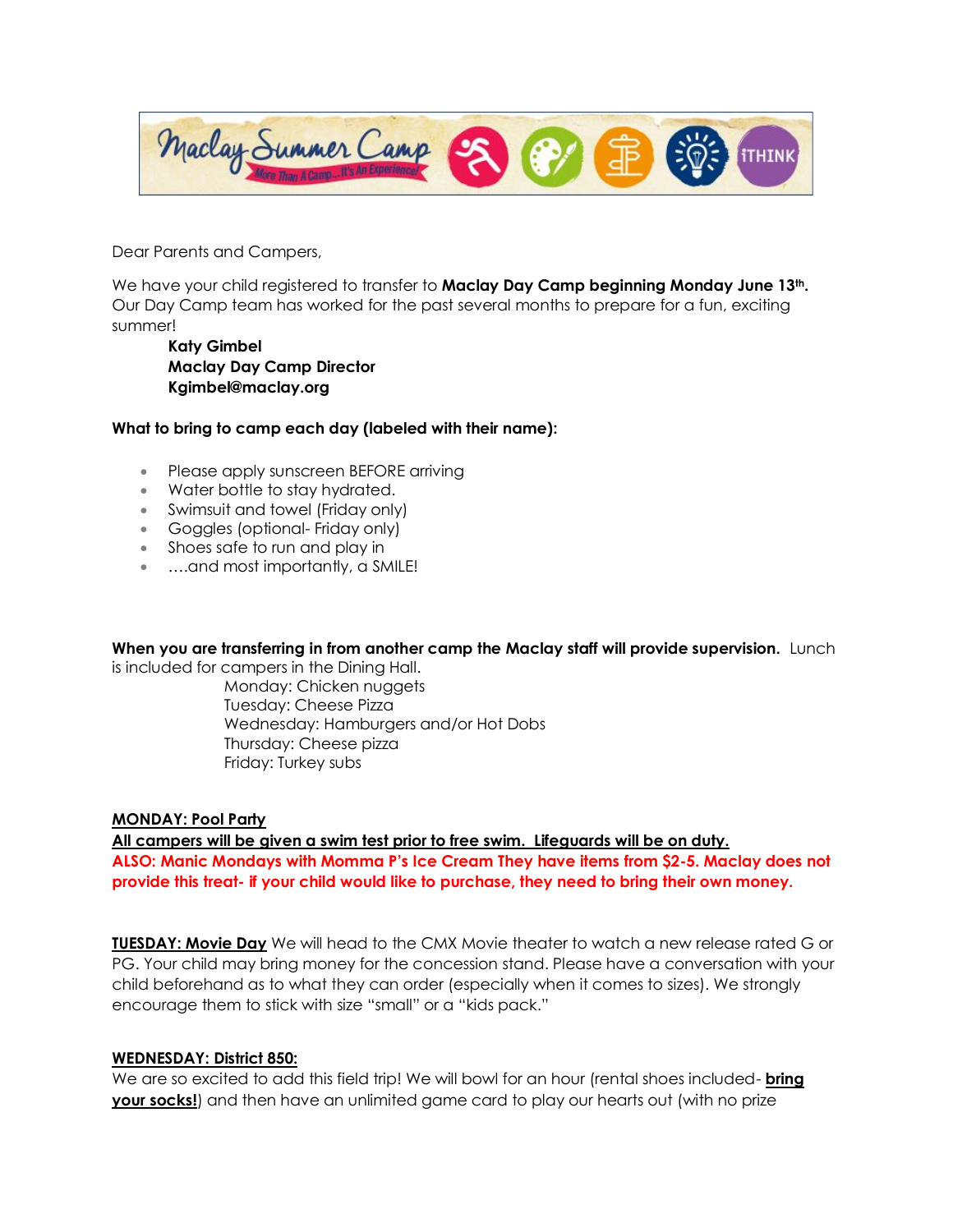Dear Parents and Campers,

We have your child registered to transfer to **Maclay Day Camp beginning Monday June 13th.** Our Day Camp team has worked for the past several months to prepare for a fun, exciting summer!

**Katy Gimbel**
**Maclay Day Camp Director**
**Kgimbel@maclay.org**

**What to bring to camp each day (labeled with their name):**

- Please apply sunscreen BEFORE arriving
- Water bottle to stay hydrated.
- Swimsuit and towel (Friday only)
- Goggles (optional- Friday only)
- Shoes safe to run and play in
- ….and most importantly, a SMILE!

**When you are transferring in from another camp the Maclay staff will provide supervision.** Lunch is included for campers in the Dining Hall.

Monday: Chicken nuggets
Tuesday: Cheese Pizza
Wednesday: Hamburgers and/or Hot Dobs
Thursday: Cheese pizza
Friday: Turkey subs

**MONDAY: Pool Party**

**All campers will be given a swim test prior to free swim. Lifeguards will be on duty.**

**ALSO: Manic Mondays with Momma P's Ice Cream They have items from $2-5. Maclay does not provide this treat- if your child would like to purchase, they need to bring their own money.**

**TUESDAY: Movie Day** We will head to the CMX Movie theater to watch a new release rated G or PG. Your child may bring money for the concession stand. Please have a conversation with your child beforehand as to what they can order (especially when it comes to sizes). We strongly encourage them to stick with size "small" or a "kids pack."

**WEDNESDAY: District 850:**

We are so excited to add this field trip! We will bowl for an hour (rental shoes included- **bring your socks!**) and then have an unlimited game card to play our hearts out (with no prize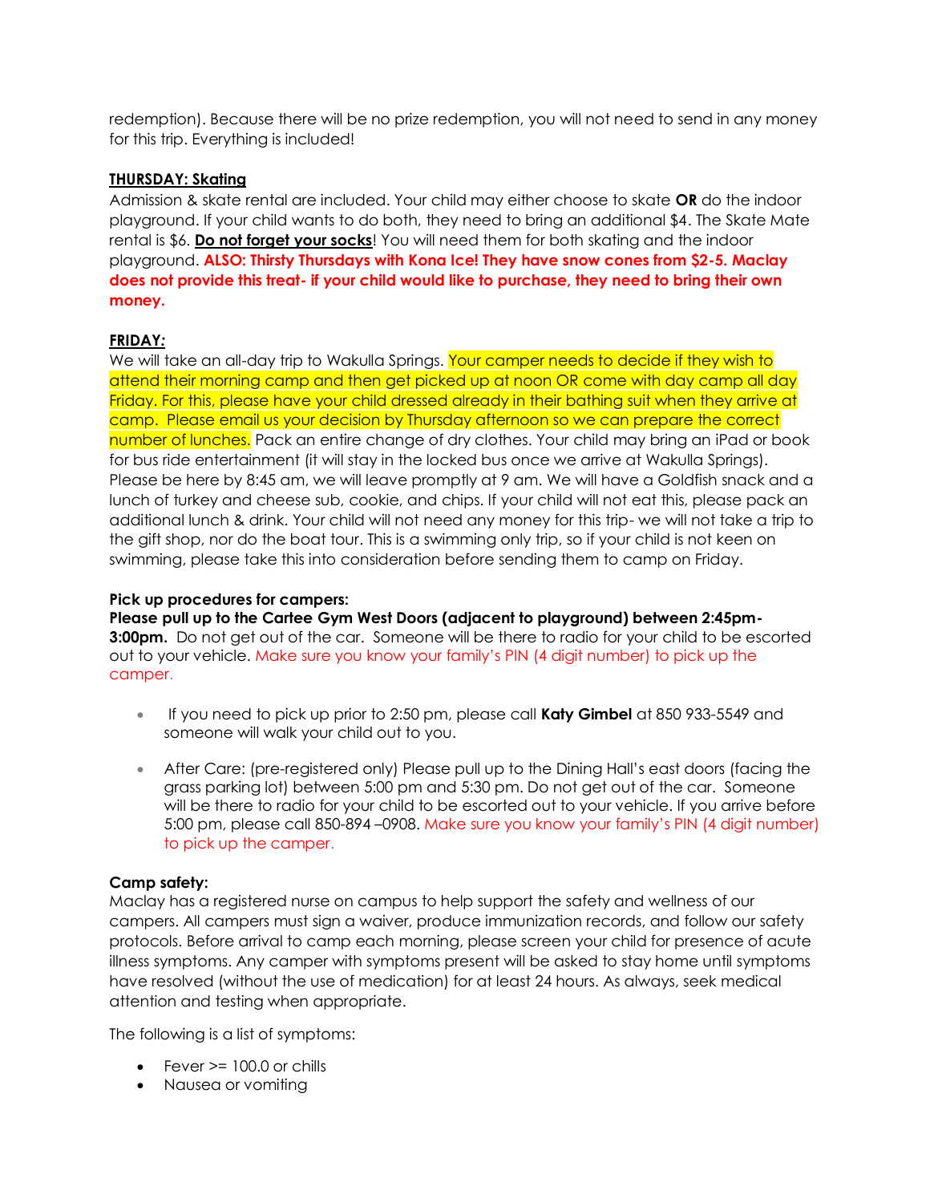redemption). Because there will be no prize redemption, you will not need to send in any money for this trip. Everything is included!

**THURSDAY: Skating**

Admission & skate rental are included. Your child may either choose to skate **OR** do the indoor playground. If your child wants to do both, they need to bring an additional $4. The Skate Mate rental is $6. **Do not forget your socks**! You will need them for both skating and the indoor playground. **ALSO: Thirsty Thursdays with Kona Ice! They have snow cones from $2-5. Maclay does not provide this treat- if your child would like to purchase, they need to bring their own money.**

**FRIDAY:**

We will take an all-day trip to Wakulla Springs. Your camper needs to decide if they wish to attend their morning camp and then get picked up at noon OR come with day camp all day Friday. For this, please have your child dressed already in their bathing suit when they arrive at camp. Please email us your decision by Thursday afternoon so we can prepare the correct number of lunches. Pack an entire change of dry clothes. Your child may bring an iPad or book for bus ride entertainment (it will stay in the locked bus once we arrive at Wakulla Springs). Please be here by 8:45 am, we will leave promptly at 9 am. We will have a Goldfish snack and a lunch of turkey and cheese sub, cookie, and chips. If your child will not eat this, please pack an additional lunch & drink. Your child will not need any money for this trip- we will not take a trip to the gift shop, nor do the boat tour. This is a swimming only trip, so if your child is not keen on swimming, please take this into consideration before sending them to camp on Friday.

**Pick up procedures for campers:**

**Please pull up to the Cartee Gym West Doors (adjacent to playground) between 2:45pm-3:00pm.** Do not get out of the car. Someone will be there to radio for your child to be escorted out to your vehicle. Make sure you know your family's PIN (4 digit number) to pick up the camper.

- If you need to pick up prior to 2:50 pm, please call **Katy Gimbel** at 850 933-5549 and someone will walk your child out to you.
- After Care: (pre-registered only) Please pull up to the Dining Hall's east doors (facing the grass parking lot) between 5:00 pm and 5:30 pm. Do not get out of the car. Someone will be there to radio for your child to be escorted out to your vehicle. If you arrive before 5:00 pm, please call 850-894 –0908. Make sure you know your family's PIN (4 digit number) to pick up the camper.

**Camp safety:**

Maclay has a registered nurse on campus to help support the safety and wellness of our campers. All campers must sign a waiver, produce immunization records, and follow our safety protocols. Before arrival to camp each morning, please screen your child for presence of acute illness symptoms. Any camper with symptoms present will be asked to stay home until symptoms have resolved (without the use of medication) for at least 24 hours. As always, seek medical attention and testing when appropriate.

The following is a list of symptoms:

- Fever >= 100.0 or chills
- Nausea or vomiting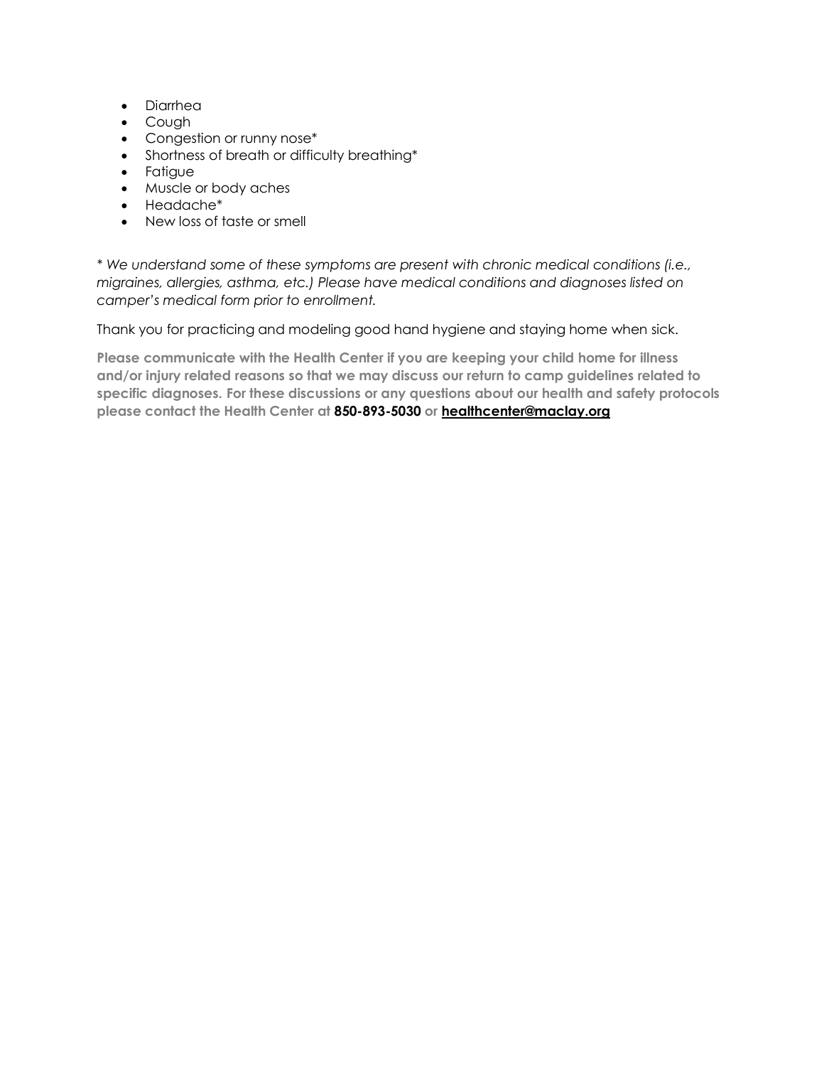- Diarrhea
- Cough
- Congestion or runny nose*
- Shortness of breath or difficulty breathing*
- Fatigue
- Muscle or body aches
- Headache*
- New loss of taste or smell

*\* We understand some of these symptoms are present with chronic medical conditions (i.e., migraines, allergies, asthma, etc.) Please have medical conditions and diagnoses listed on camper's medical form prior to enrollment.*

Thank you for practicing and modeling good hand hygiene and staying home when sick.

**Please communicate with the Health Center if you are keeping your child home for illness and/or injury related reasons so that we may discuss our return to camp guidelines related to specific diagnoses. For these discussions or any questions about our health and safety protocols please contact the Health Center at 850-893-5030 or [healthcenter@maclay.org](mailto:healthcenter@maclay.org)**